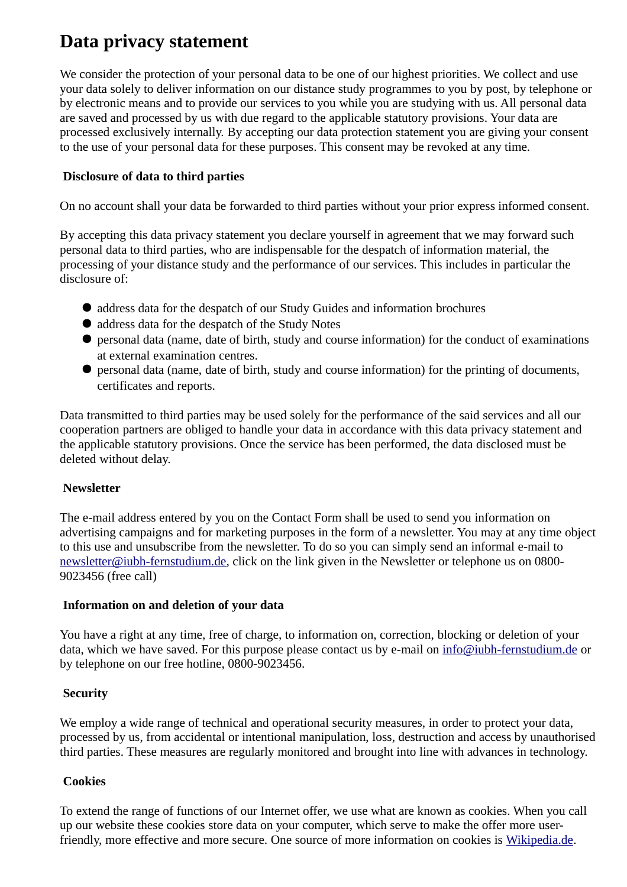# Data privacy statement

We consider the protection of your personal data to be one of our highest priorities. We collect and use your data solely to deliver information on our distance study programmes to you by post, by telephone or by electronic means and to provide our services to you while you are studying with us. All personal data are saved and processed by us with due regard to the applicable statutory provisions. Your data are processed exclusively internally. By accepting our data protection statement you are giving your consent to the use of your personal data for these purposes. This consent may be revoked at any time.

### Disclosure of data to third parties

On no account shall your data be forwarded to third parties without your prior express informed consent.

By accepting this data privacy statement you declare yourself in agreement that we may forward such personal data to third parties, who are indispensable for the despatch of information material, the processing of your distance study and the performance of our services. This includes in particular the disclosure of:

- address data for the despatch of our Study Guides and information brochures
- address data for the despatch of the Study Notes
- personal data (name, date of birth, study and course information) for the conduct of examinations at external examination centres.
- personal data (name, date of birth, study and course information) for the printing of documents, certificates and reports.

Data transmitted to third parties may be used solely for the performance of the said services and all our cooperation partners are obliged to handle your data in accordance with this data privacy statement and the applicable statutory provisions. Once the service has been performed, the data disclosed must be deleted without delay.

### Newsletter

The e-mail address entered by you on the Contact Form shall be used to send you information on advertising campaigns and for marketing purposes in the form of a newsletter. You may at any time object to this use and unsubscribe from the newsletter. To do so you can simply send an informal e-mail to newsletter@iubh-fernstudium.de, click on the link given in the Newsletter or telephone us on 0800-9023456 (free call)

### Information on and deletion of your data

You have a right at any time, free of charge, to information on, correction, blocking or deletion of your data, which we have saved. For this purpose please contact us by e-mail on info@iubh-fernstudium.de or by telephone on our free hotline, 0800-9023456.

### Security

We employ a wide range of technical and operational security measures, in order to protect your data, processed by us, from accidental or intentional manipulation, loss, destruction and access by unauthorised third parties. These measures are regularly monitored and brought into line with advances in technology.

### Cookies

To extend the range of functions of our Internet offer, we use what are known as cookies. When you call up our website these cookies store data on your computer, which serve to make the offer more user-friendly, more effective and more secure. One source of more information on cookies is Wikipedia.de.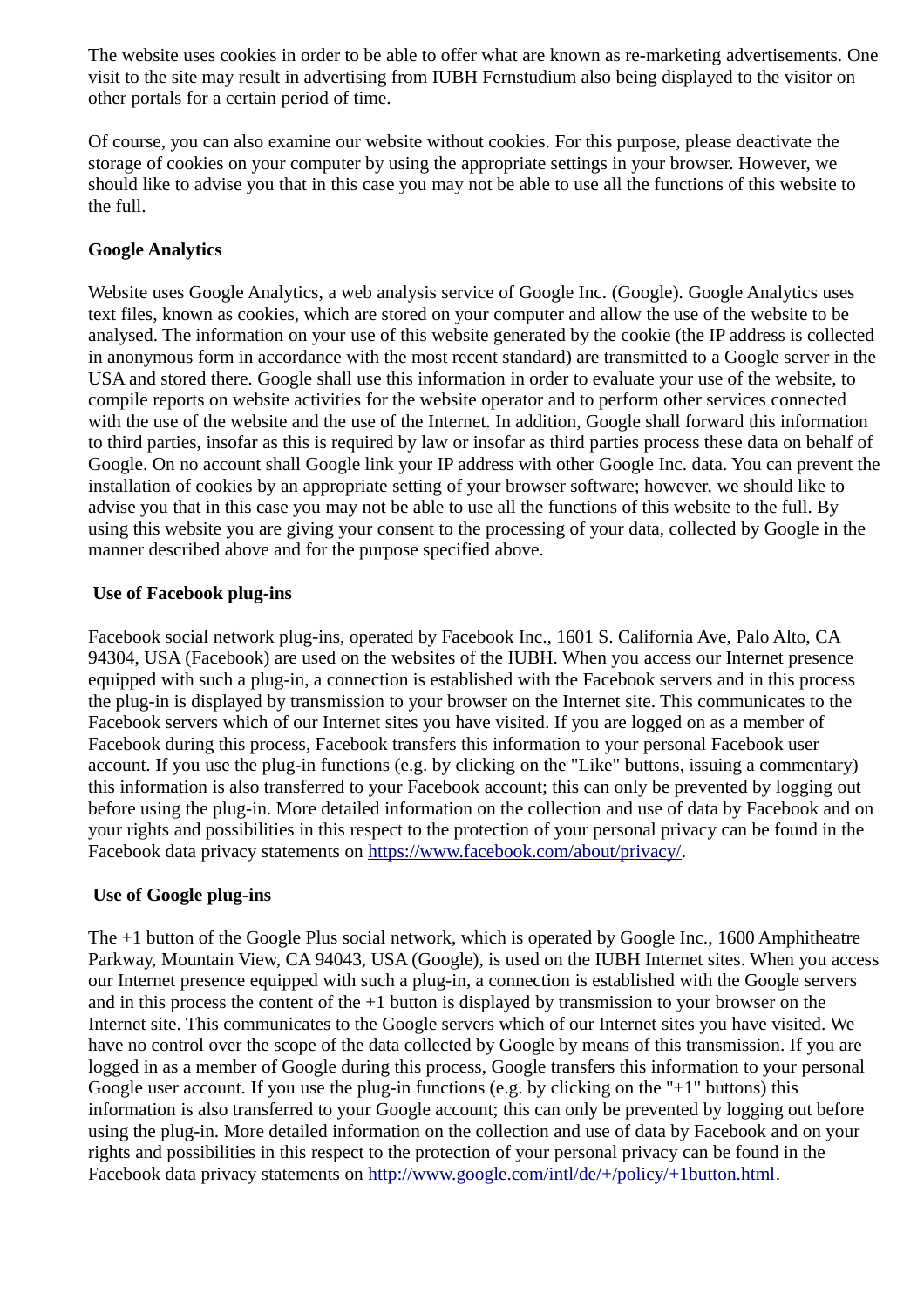The website uses cookies in order to be able to offer what are known as re-marketing advertisements. One visit to the site may result in advertising from IUBH Fernstudium also being displayed to the visitor on other portals for a certain period of time.

Of course, you can also examine our website without cookies. For this purpose, please deactivate the storage of cookies on your computer by using the appropriate settings in your browser. However, we should like to advise you that in this case you may not be able to use all the functions of this website to the full.

**Google Analytics**

Website uses Google Analytics, a web analysis service of Google Inc. (Google). Google Analytics uses text files, known as cookies, which are stored on your computer and allow the use of the website to be analysed. The information on your use of this website generated by the cookie (the IP address is collected in anonymous form in accordance with the most recent standard) are transmitted to a Google server in the USA and stored there. Google shall use this information in order to evaluate your use of the website, to compile reports on website activities for the website operator and to perform other services connected with the use of the website and the use of the Internet. In addition, Google shall forward this information to third parties, insofar as this is required by law or insofar as third parties process these data on behalf of Google. On no account shall Google link your IP address with other Google Inc. data. You can prevent the installation of cookies by an appropriate setting of your browser software; however, we should like to advise you that in this case you may not be able to use all the functions of this website to the full. By using this website you are giving your consent to the processing of your data, collected by Google in the manner described above and for the purpose specified above.

**Use of Facebook plug-ins**

Facebook social network plug-ins, operated by Facebook Inc., 1601 S. California Ave, Palo Alto, CA 94304, USA (Facebook) are used on the websites of the IUBH. When you access our Internet presence equipped with such a plug-in, a connection is established with the Facebook servers and in this process the plug-in is displayed by transmission to your browser on the Internet site. This communicates to the Facebook servers which of our Internet sites you have visited. If you are logged on as a member of Facebook during this process, Facebook transfers this information to your personal Facebook user account. If you use the plug-in functions (e.g. by clicking on the "Like" buttons, issuing a commentary) this information is also transferred to your Facebook account; this can only be prevented by logging out before using the plug-in. More detailed information on the collection and use of data by Facebook and on your rights and possibilities in this respect to the protection of your personal privacy can be found in the Facebook data privacy statements on [https://www.facebook.com/about/privacy/](https://www.facebook.com/about/privacy/).

**Use of Google plug-ins**

The +1 button of the Google Plus social network, which is operated by Google Inc., 1600 Amphitheatre Parkway, Mountain View, CA 94043, USA (Google), is used on the IUBH Internet sites. When you access our Internet presence equipped with such a plug-in, a connection is established with the Google servers and in this process the content of the +1 button is displayed by transmission to your browser on the Internet site. This communicates to the Google servers which of our Internet sites you have visited. We have no control over the scope of the data collected by Google by means of this transmission. If you are logged in as a member of Google during this process, Google transfers this information to your personal Google user account. If you use the plug-in functions (e.g. by clicking on the "+1" buttons) this information is also transferred to your Google account; this can only be prevented by logging out before using the plug-in. More detailed information on the collection and use of data by Facebook and on your rights and possibilities in this respect to the protection of your personal privacy can be found in the Facebook data privacy statements on [http://www.google.com/intl/de/+/policy/+1button.html](http://www.google.com/intl/de/+/policy/+1button.html).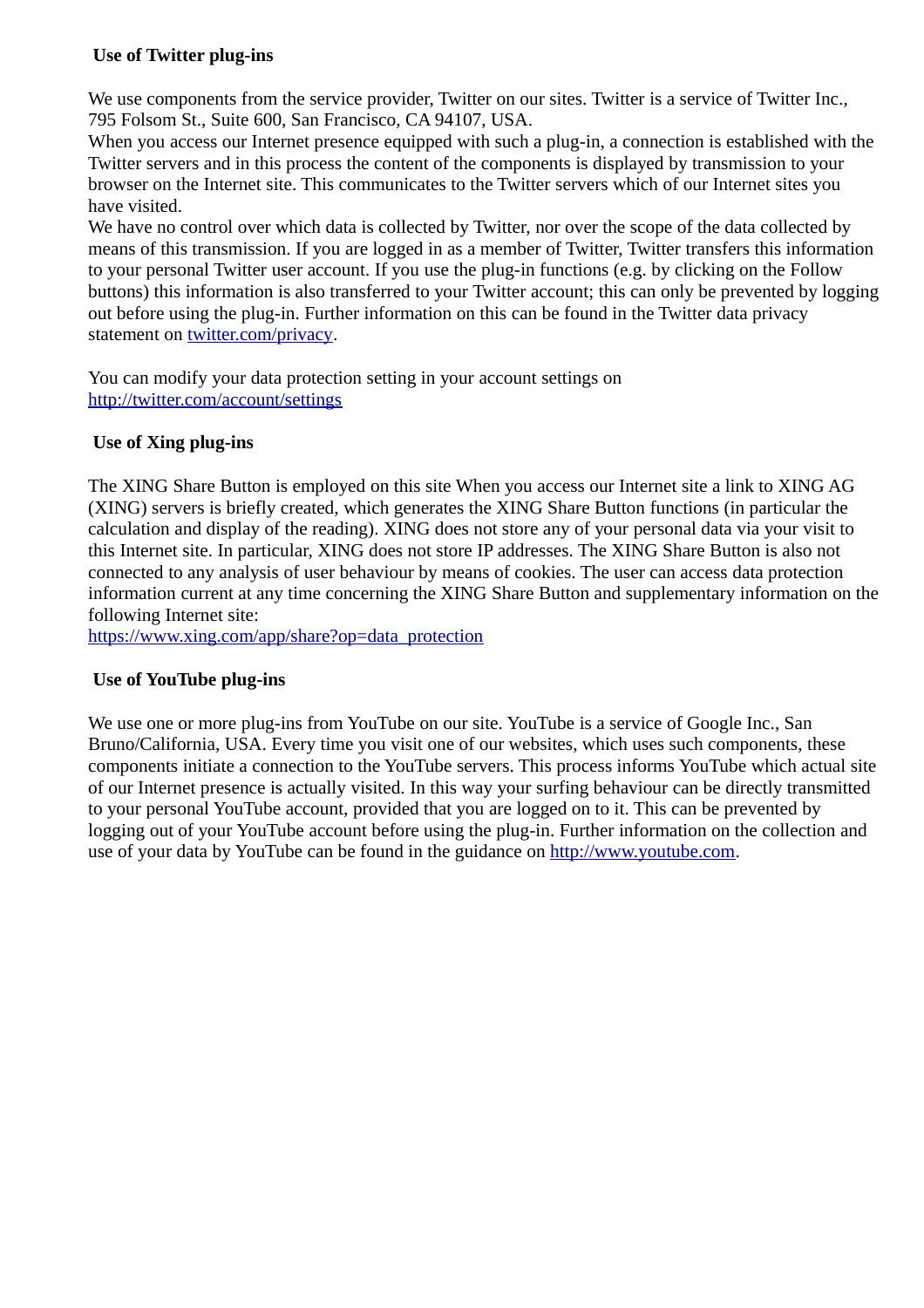### Use of Twitter plug-ins

We use components from the service provider, Twitter on our sites. Twitter is a service of Twitter Inc., 795 Folsom St., Suite 600, San Francisco, CA 94107, USA.
When you access our Internet presence equipped with such a plug-in, a connection is established with the Twitter servers and in this process the content of the components is displayed by transmission to your browser on the Internet site. This communicates to the Twitter servers which of our Internet sites you have visited.
We have no control over which data is collected by Twitter, nor over the scope of the data collected by means of this transmission. If you are logged in as a member of Twitter, Twitter transfers this information to your personal Twitter user account. If you use the plug-in functions (e.g. by clicking on the Follow buttons) this information is also transferred to your Twitter account; this can only be prevented by logging out before using the plug-in. Further information on this can be found in the Twitter data privacy statement on [twitter.com/privacy](twitter.com/privacy).

You can modify your data protection setting in your account settings on
[http://twitter.com/account/settings](http://twitter.com/account/settings)

### Use of Xing plug-ins

The XING Share Button is employed on this site When you access our Internet site a link to XING AG (XING) servers is briefly created, which generates the XING Share Button functions (in particular the calculation and display of the reading). XING does not store any of your personal data via your visit to this Internet site. In particular, XING does not store IP addresses. The XING Share Button is also not connected to any analysis of user behaviour by means of cookies. The user can access data protection information current at any time concerning the XING Share Button and supplementary information on the following Internet site:
[https://www.xing.com/app/share?op=data_protection](https://www.xing.com/app/share?op=data_protection)

### Use of YouTube plug-ins

We use one or more plug-ins from YouTube on our site. YouTube is a service of Google Inc., San Bruno/California, USA. Every time you visit one of our websites, which uses such components, these components initiate a connection to the YouTube servers. This process informs YouTube which actual site of our Internet presence is actually visited. In this way your surfing behaviour can be directly transmitted to your personal YouTube account, provided that you are logged on to it. This can be prevented by logging out of your YouTube account before using the plug-in. Further information on the collection and use of your data by YouTube can be found in the guidance on [http://www.youtube.com](http://www.youtube.com).